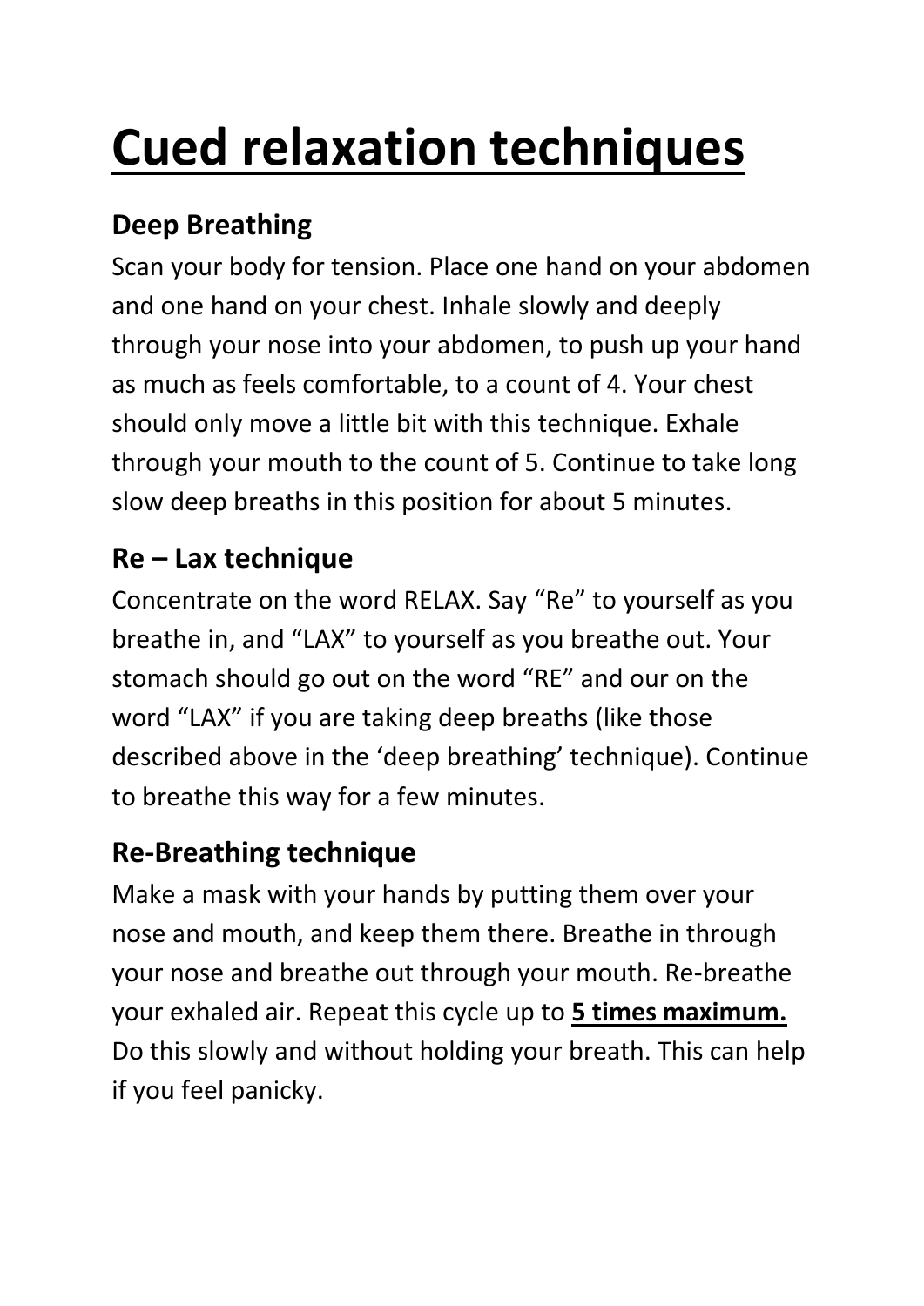# Cued relaxation techniques

### Deep Breathing

Scan your body for tension. Place one hand on your abdomen and one hand on your chest. Inhale slowly and deeply through your nose into your abdomen, to push up your hand as much as feels comfortable, to a count of 4. Your chest should only move a little bit with this technique. Exhale through your mouth to the count of 5. Continue to take long slow deep breaths in this position for about 5 minutes.

### Re – Lax technique

Concentrate on the word RELAX. Say “Re” to yourself as you breathe in, and “LAX” to yourself as you breathe out. Your stomach should go out on the word “RE” and our on the word “LAX” if you are taking deep breaths (like those described above in the ‘deep breathing’ technique). Continue to breathe this way for a few minutes.

### Re-Breathing technique

Make a mask with your hands by putting them over your nose and mouth, and keep them there. Breathe in through your nose and breathe out through your mouth. Re-breathe your exhaled air. Repeat this cycle up to **5 times maximum.** Do this slowly and without holding your breath. This can help if you feel panicky.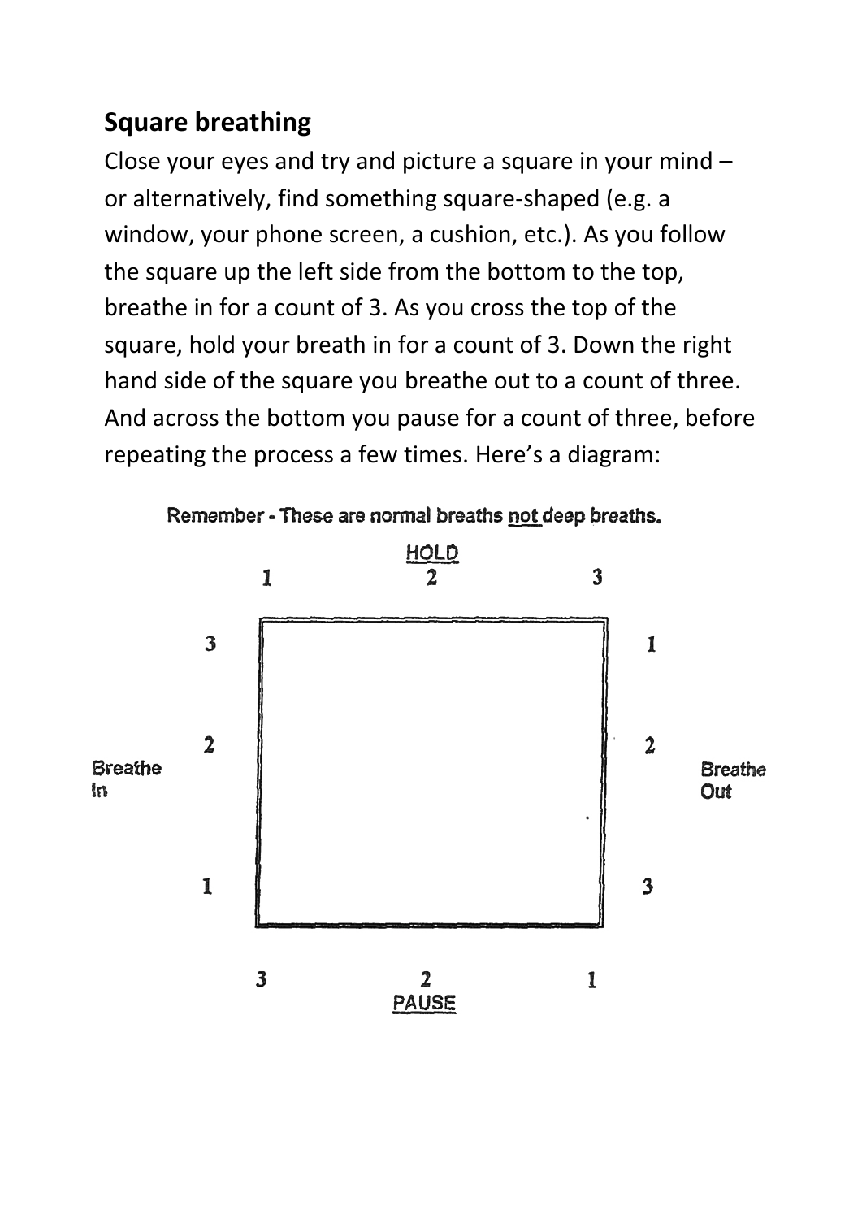## Square breathing

Close your eyes and try and picture a square in your mind – or alternatively, find something square-shaped (e.g. a window, your phone screen, a cushion, etc.). As you follow the square up the left side from the bottom to the top, breathe in for a count of 3. As you cross the top of the square, hold your breath in for a count of 3. Down the right hand side of the square you breathe out to a count of three. And across the bottom you pause for a count of three, before repeating the process a few times. Here's a diagram:

Remember - These are normal breaths not deep breaths.

HOLD

1 2 3

Breathe In

1 2 3

Breathe Out

1 2 3

PAUSE

1 2 3